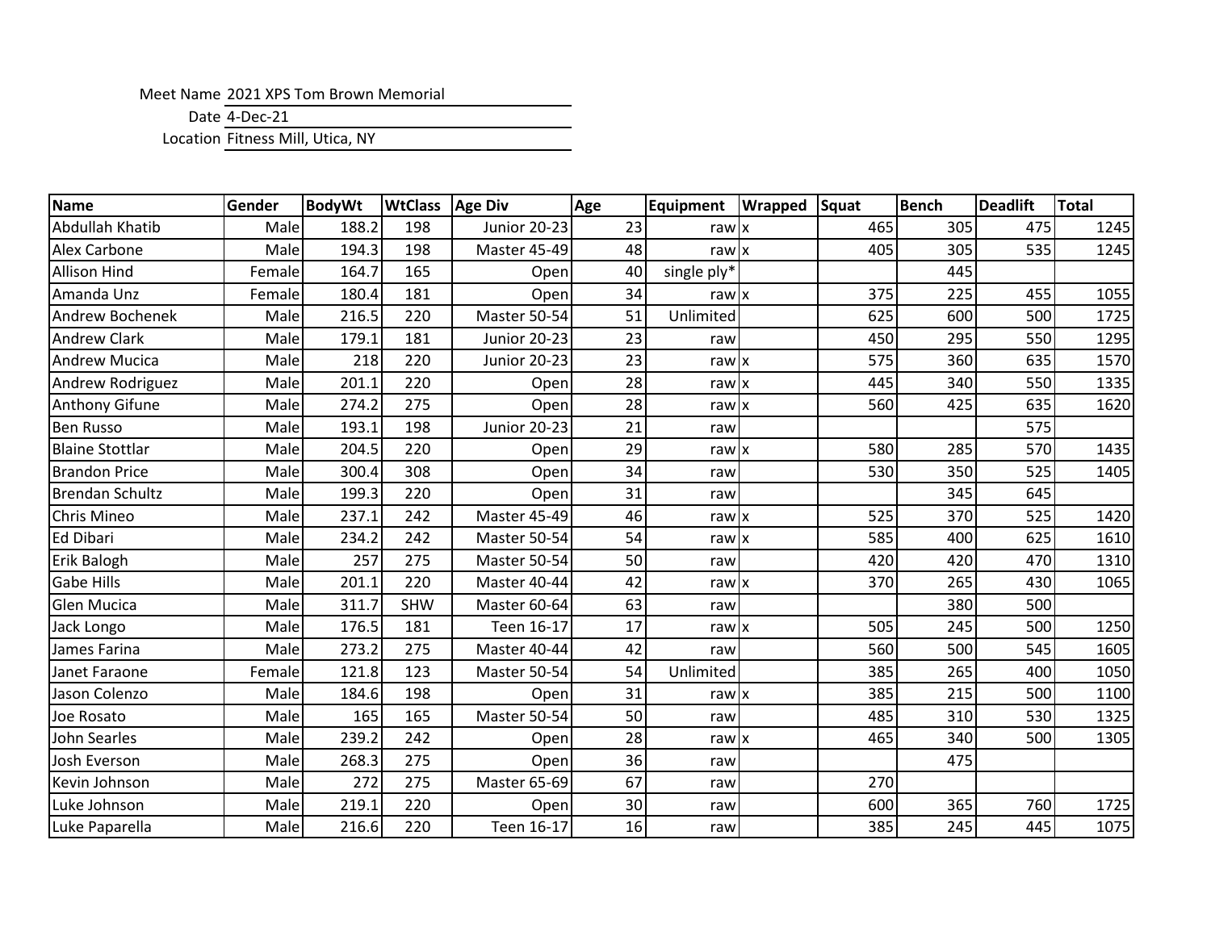Meet Name 2021 XPS Tom Brown Memorial

Date 4-Dec-21

Location Fitness Mill, Utica, NY

| Name | Gender | BodyWt | WtClass | Age Div | Age | Equipment | Wrapped | Squat | Bench | Deadlift | Total |
|---|---|---|---|---|---|---|---|---|---|---|---|
| Abdullah Khatib | Male | 188.2 | 198 | Junior 20-23 | 23 | raw | x | 465 | 305 | 475 | 1245 |
| Alex Carbone | Male | 194.3 | 198 | Master 45-49 | 48 | raw | x | 405 | 305 | 535 | 1245 |
| Allison Hind | Female | 164.7 | 165 | Open | 40 | single ply* | | | 445 | | |
| Amanda Unz | Female | 180.4 | 181 | Open | 34 | raw | x | 375 | 225 | 455 | 1055 |
| Andrew Bochenek | Male | 216.5 | 220 | Master 50-54 | 51 | Unlimited | | 625 | 600 | 500 | 1725 |
| Andrew Clark | Male | 179.1 | 181 | Junior 20-23 | 23 | raw | | 450 | 295 | 550 | 1295 |
| Andrew Mucica | Male | 218 | 220 | Junior 20-23 | 23 | raw | x | 575 | 360 | 635 | 1570 |
| Andrew Rodriguez | Male | 201.1 | 220 | Open | 28 | raw | x | 445 | 340 | 550 | 1335 |
| Anthony Gifune | Male | 274.2 | 275 | Open | 28 | raw | x | 560 | 425 | 635 | 1620 |
| Ben Russo | Male | 193.1 | 198 | Junior 20-23 | 21 | raw | | | | 575 | |
| Blaine Stottlar | Male | 204.5 | 220 | Open | 29 | raw | x | 580 | 285 | 570 | 1435 |
| Brandon Price | Male | 300.4 | 308 | Open | 34 | raw | | 530 | 350 | 525 | 1405 |
| Brendan Schultz | Male | 199.3 | 220 | Open | 31 | raw | | | 345 | 645 | |
| Chris Mineo | Male | 237.1 | 242 | Master 45-49 | 46 | raw | x | 525 | 370 | 525 | 1420 |
| Ed Dibari | Male | 234.2 | 242 | Master 50-54 | 54 | raw | x | 585 | 400 | 625 | 1610 |
| Erik Balogh | Male | 257 | 275 | Master 50-54 | 50 | raw | | 420 | 420 | 470 | 1310 |
| Gabe Hills | Male | 201.1 | 220 | Master 40-44 | 42 | raw | x | 370 | 265 | 430 | 1065 |
| Glen Mucica | Male | 311.7 | SHW | Master 60-64 | 63 | raw | | | 380 | 500 | |
| Jack Longo | Male | 176.5 | 181 | Teen 16-17 | 17 | raw | x | 505 | 245 | 500 | 1250 |
| James Farina | Male | 273.2 | 275 | Master 40-44 | 42 | raw | | 560 | 500 | 545 | 1605 |
| Janet Faraone | Female | 121.8 | 123 | Master 50-54 | 54 | Unlimited | | 385 | 265 | 400 | 1050 |
| Jason Colenzo | Male | 184.6 | 198 | Open | 31 | raw | x | 385 | 215 | 500 | 1100 |
| Joe Rosato | Male | 165 | 165 | Master 50-54 | 50 | raw | | 485 | 310 | 530 | 1325 |
| John Searles | Male | 239.2 | 242 | Open | 28 | raw | x | 465 | 340 | 500 | 1305 |
| Josh Everson | Male | 268.3 | 275 | Open | 36 | raw | | | 475 | | |
| Kevin Johnson | Male | 272 | 275 | Master 65-69 | 67 | raw | | 270 | | | |
| Luke Johnson | Male | 219.1 | 220 | Open | 30 | raw | | 600 | 365 | 760 | 1725 |
| Luke Paparella | Male | 216.6 | 220 | Teen 16-17 | 16 | raw | | 385 | 245 | 445 | 1075 |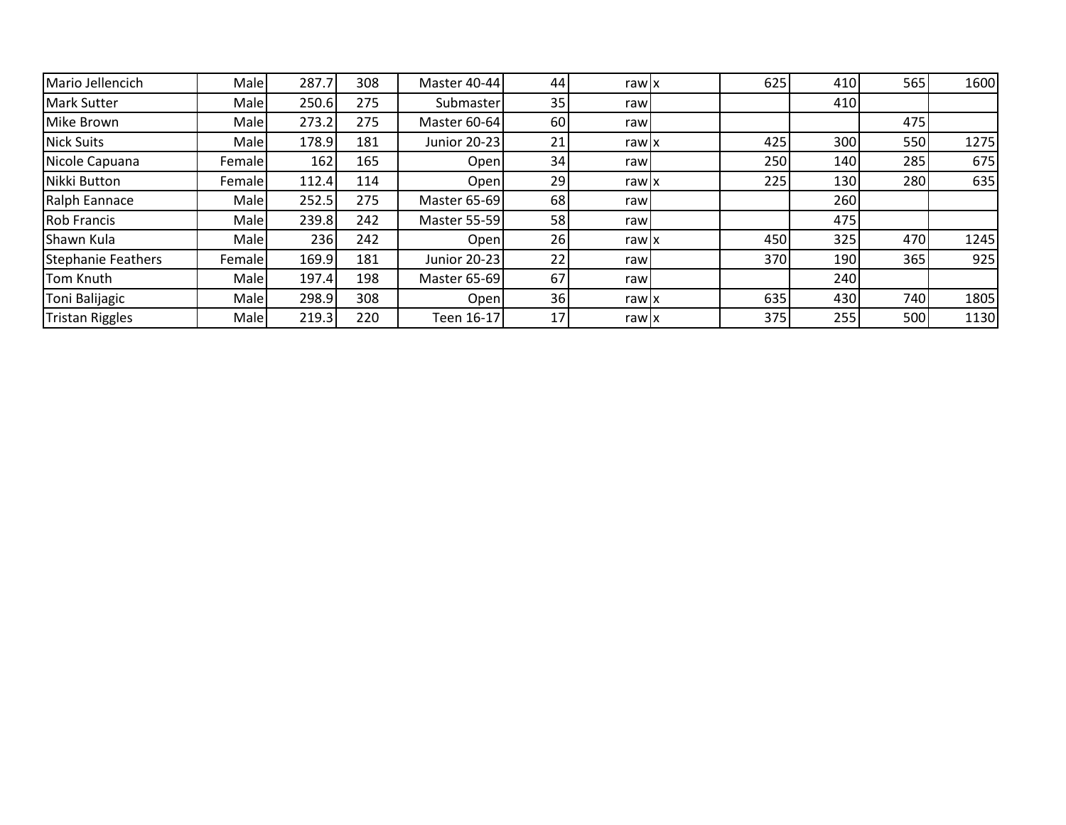| | | | | | | | | | | | |
|---|---|---|---|---|---|---|---|---|---|---|---|
| Mario Jellencich | Male | 287.7 | 308 | Master 40-44 | 44 | raw | x | 625 | 410 | 565 | 1600 |
| Mark Sutter | Male | 250.6 | 275 | Submaster | 35 | raw | | | 410 | | |
| Mike Brown | Male | 273.2 | 275 | Master 60-64 | 60 | raw | | | | 475 | |
| Nick Suits | Male | 178.9 | 181 | Junior 20-23 | 21 | raw | x | 425 | 300 | 550 | 1275 |
| Nicole Capuana | Female | 162 | 165 | Open | 34 | raw | | 250 | 140 | 285 | 675 |
| Nikki Button | Female | 112.4 | 114 | Open | 29 | raw | x | 225 | 130 | 280 | 635 |
| Ralph Eannace | Male | 252.5 | 275 | Master 65-69 | 68 | raw | | | 260 | | |
| Rob Francis | Male | 239.8 | 242 | Master 55-59 | 58 | raw | | | 475 | | |
| Shawn Kula | Male | 236 | 242 | Open | 26 | raw | x | 450 | 325 | 470 | 1245 |
| Stephanie Feathers | Female | 169.9 | 181 | Junior 20-23 | 22 | raw | | 370 | 190 | 365 | 925 |
| Tom Knuth | Male | 197.4 | 198 | Master 65-69 | 67 | raw | | | 240 | | |
| Toni Balijagic | Male | 298.9 | 308 | Open | 36 | raw | x | 635 | 430 | 740 | 1805 |
| Tristan Riggles | Male | 219.3 | 220 | Teen 16-17 | 17 | raw | x | 375 | 255 | 500 | 1130 |